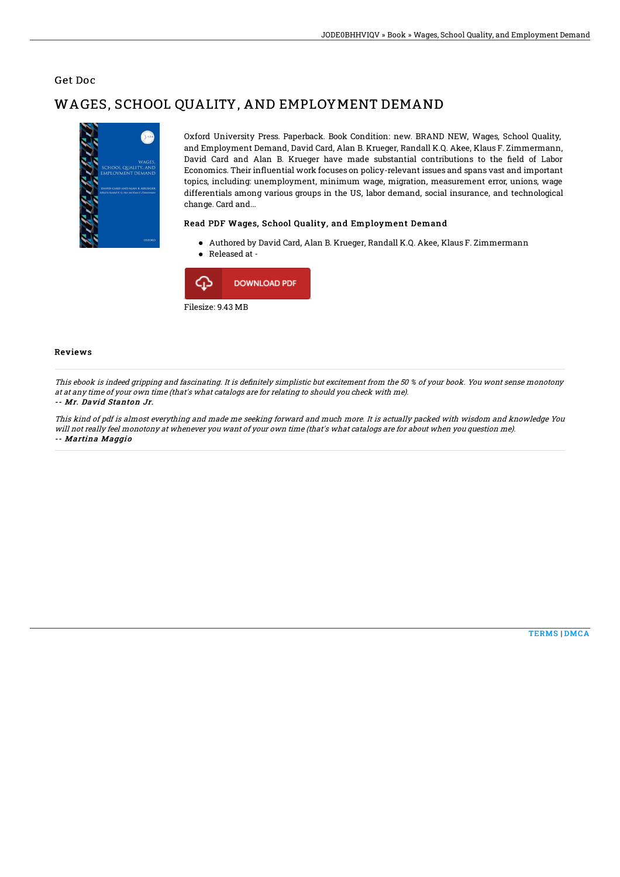## Get Doc

# WAGES, SCHOOL QUALITY, AND EMPLOYMENT DEMAND

Oxford University Press. Paperback. Book Condition: new. BRAND NEW, Wages, School Quality, and Employment Demand, David Card, Alan B. Krueger, Randall K.Q. Akee, Klaus F. Zimmermann, David Card and Alan B. Krueger have made substantial contributions to the field of Labor Economics. Their influential work focuses on policy-relevant issues and spans vast and important topics, including: unemployment, minimum wage, migration, measurement error, unions, wage differentials among various groups in the US, labor demand, social insurance, and technological change. Card and...

### Read PDF Wages, School Quality, and Employment Demand

- Authored by David Card, Alan B. Krueger, Randall K.Q. Akee, Klaus F. Zimmermann
- Released at -

DOWNLOAD PDF

Filesize: 9.43 MB

### Reviews

*This ebook is indeed gripping and fascinating. It is definitely simplistic but excitement from the 50 % of your book. You wont sense monotony at at any time of your own time (that's what catalogs are for relating to should you check with me).*

*-- Mr. David Stanton Jr.*

*This kind of pdf is almost everything and made me seeking forward and much more. It is actually packed with wisdom and knowledge You will not really feel monotony at whenever you want of your own time (that's what catalogs are for about when you question me).*

*-- Martina Maggio*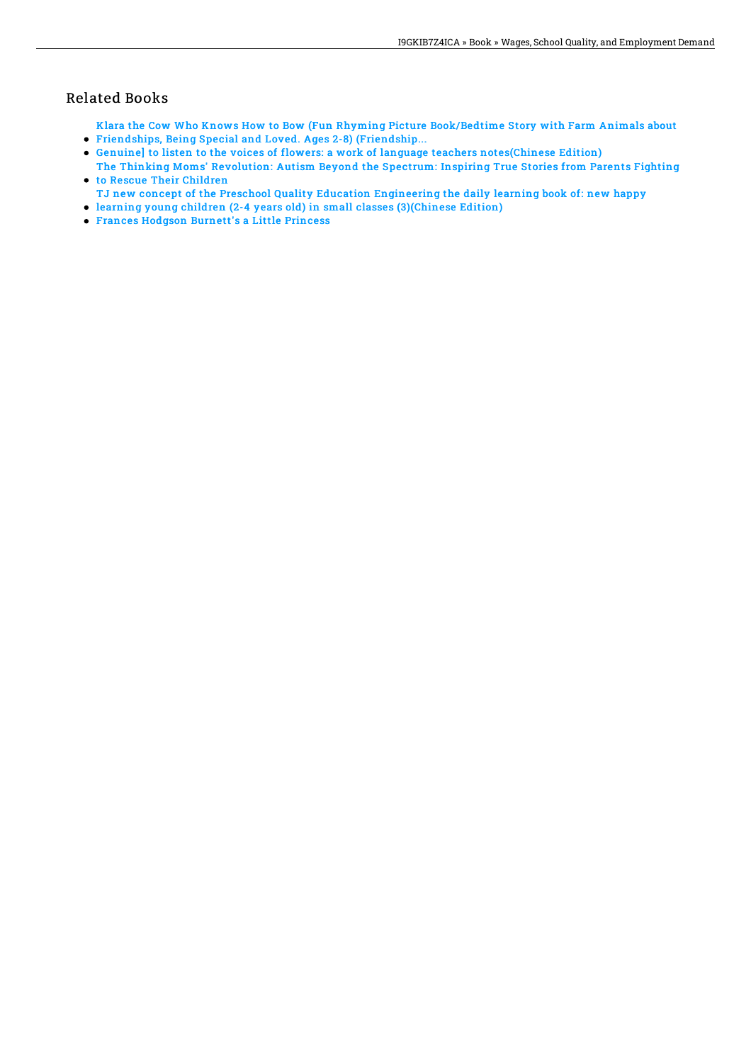## Related Books

- Klara the Cow Who Knows How to Bow (Fun Rhyming Picture Book/Bedtime Story with Farm Animals about Friendships, Being Special and Loved. Ages 2-8) (Friendship...
- Genuine] to listen to the voices of flowers: a work of language teachers notes(Chinese Edition)
- The Thinking Moms' Revolution: Autism Beyond the Spectrum: Inspiring True Stories from Parents Fighting to Rescue Their Children
- TJ new concept of the Preschool Quality Education Engineering the daily learning book of: new happy learning young children (2-4 years old) in small classes (3)(Chinese Edition)
- Frances Hodgson Burnett's a Little Princess